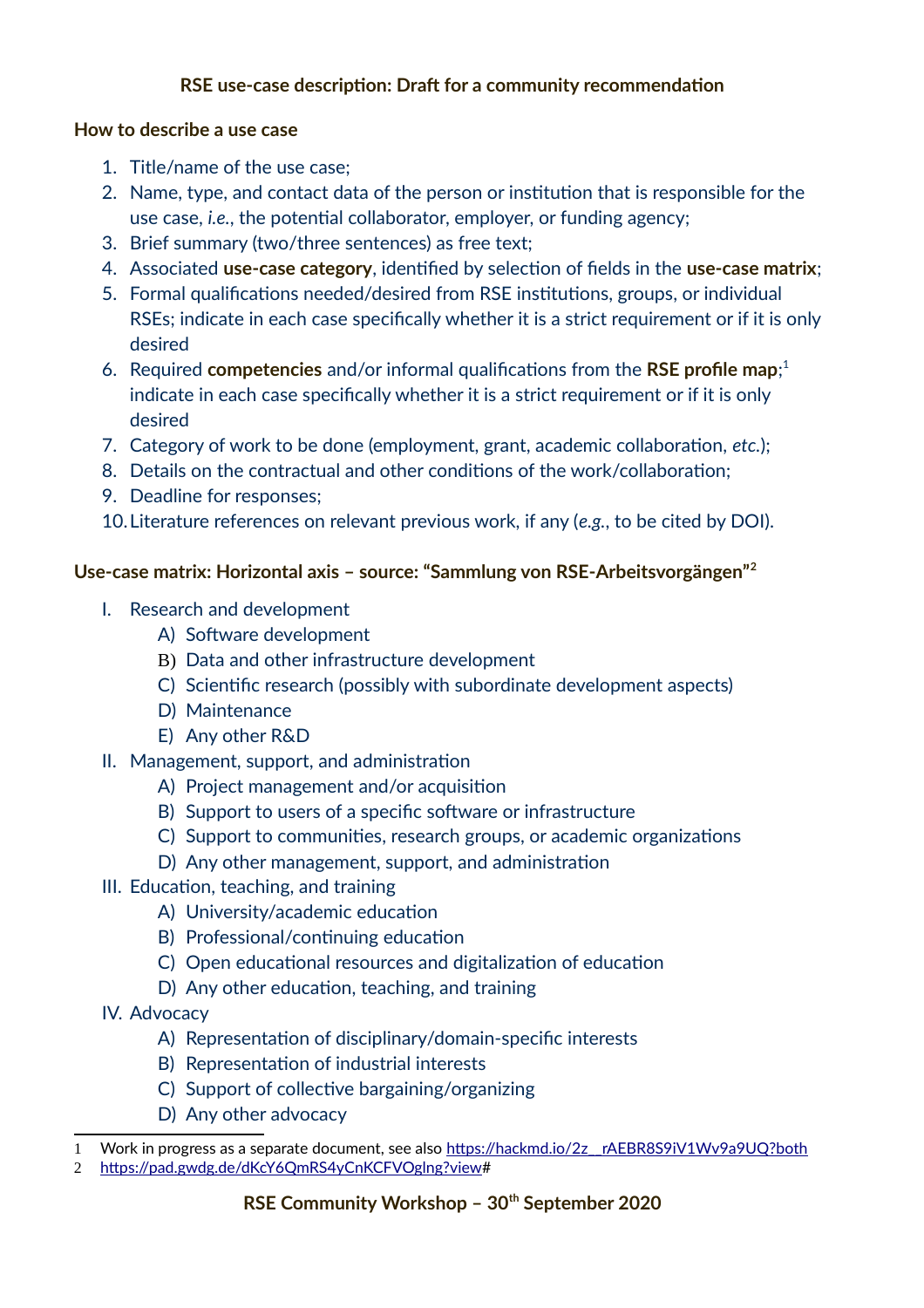**RSE use-case description: Draft for a community recommendation**

**How to describe a use case**

1. Title/name of the use case;
2. Name, type, and contact data of the person or institution that is responsible for the use case, *i.e.*, the potential collaborator, employer, or funding agency;
3. Brief summary (two/three sentences) as free text;
4. Associated **use-case category**, identified by selection of fields in the **use-case matrix**;
5. Formal qualifications needed/desired from RSE institutions, groups, or individual RSEs; indicate in each case specifically whether it is a strict requirement or if it is only desired
6. Required **competencies** and/or informal qualifications from the **RSE profile map**;[1] indicate in each case specifically whether it is a strict requirement or if it is only desired
7. Category of work to be done (employment, grant, academic collaboration, *etc.*);
8. Details on the contractual and other conditions of the work/collaboration;
9. Deadline for responses;
10. Literature references on relevant previous work, if any (*e.g.*, to be cited by DOI).

**Use-case matrix: Horizontal axis – source: "Sammlung von RSE-Arbeitsvorgängen"[2]**

- I. Research and development
  - A) Software development
  - B) Data and other infrastructure development
  - C) Scientific research (possibly with subordinate development aspects)
  - D) Maintenance
  - E) Any other R&D
- II. Management, support, and administration
  - A) Project management and/or acquisition
  - B) Support to users of a specific software or infrastructure
  - C) Support to communities, research groups, or academic organizations
  - D) Any other management, support, and administration
- III. Education, teaching, and training
  - A) University/academic education
  - B) Professional/continuing education
  - C) Open educational resources and digitalization of education
  - D) Any other education, teaching, and training
- IV. Advocacy
  - A) Representation of disciplinary/domain-specific interests
  - B) Representation of industrial interests
  - C) Support of collective bargaining/organizing
  - D) Any other advocacy

---

1 Work in progress as a separate document, see also https://hackmd.io/2z__rAEBR8S9iV1Wv9a9UQ?both

2 https://pad.gwdg.de/dKcY6QmRS4yCnKCFVOglng?view#

**RSE Community Workshop – 30th September 2020**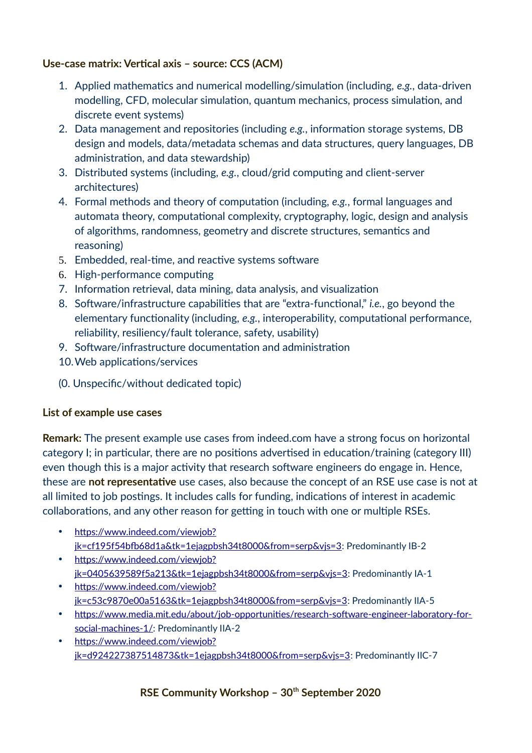**Use-case matrix: Vertical axis – source: CCS (ACM)**

1. Applied mathematics and numerical modelling/simulation (including, *e.g.*, data-driven modelling, CFD, molecular simulation, quantum mechanics, process simulation, and discrete event systems)
2. Data management and repositories (including *e.g.*, information storage systems, DB design and models, data/metadata schemas and data structures, query languages, DB administration, and data stewardship)
3. Distributed systems (including, *e.g.*, cloud/grid computing and client-server architectures)
4. Formal methods and theory of computation (including, *e.g.*, formal languages and automata theory, computational complexity, cryptography, logic, design and analysis of algorithms, randomness, geometry and discrete structures, semantics and reasoning)
5. Embedded, real-time, and reactive systems software
6. High-performance computing
7. Information retrieval, data mining, data analysis, and visualization
8. Software/infrastructure capabilities that are "extra-functional," *i.e.*, go beyond the elementary functionality (including, *e.g.*, interoperability, computational performance, reliability, resiliency/fault tolerance, safety, usability)
9. Software/infrastructure documentation and administration
10. Web applications/services

(0. Unspecific/without dedicated topic)

**List of example use cases**

**Remark:** The present example use cases from indeed.com have a strong focus on horizontal category I; in particular, there are no positions advertised in education/training (category III) even though this is a major activity that research software engineers do engage in. Hence, these are **not representative** use cases, also because the concept of an RSE use case is not at all limited to job postings. It includes calls for funding, indications of interest in academic collaborations, and any other reason for getting in touch with one or multiple RSEs.

- https://www.indeed.com/viewjob?jk=cf195f54bfb68d1a&tk=1ejagpbsh34t8000&from=serp&vjs=3: Predominantly IB-2
- https://www.indeed.com/viewjob?jk=0405639589f5a213&tk=1ejagpbsh34t8000&from=serp&vjs=3: Predominantly IA-1
- https://www.indeed.com/viewjob?jk=c53c9870e00a5163&tk=1ejagpbsh34t8000&from=serp&vjs=3: Predominantly IIA-5
- https://www.media.mit.edu/about/job-opportunities/research-software-engineer-laboratory-for-social-machines-1/: Predominantly IIA-2
- https://www.indeed.com/viewjob?jk=d924227387514873&tk=1ejagpbsh34t8000&from=serp&vjs=3: Predominantly IIC-7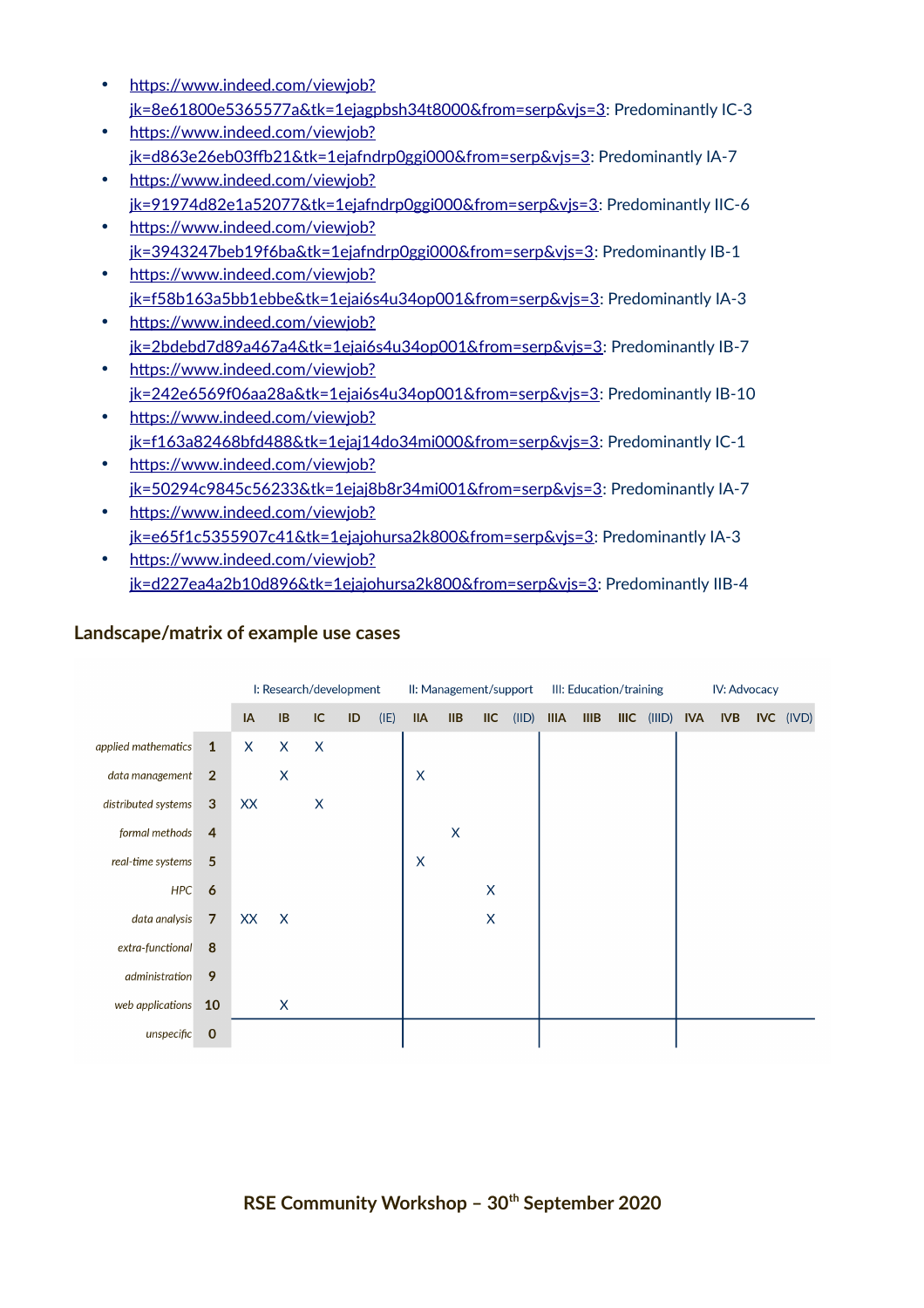- https://www.indeed.com/viewjob?jk=8e61800e5365577a&tk=1ejagpbsh34t8000&from=serp&vjs=3: Predominantly IC-3
- https://www.indeed.com/viewjob?jk=d863e26eb03ffb21&tk=1ejafndrp0ggi000&from=serp&vjs=3: Predominantly IA-7
- https://www.indeed.com/viewjob?jk=91974d82e1a52077&tk=1ejafndrp0ggi000&from=serp&vjs=3: Predominantly IIC-6
- https://www.indeed.com/viewjob?jk=3943247beb19f6ba&tk=1ejafndrp0ggi000&from=serp&vjs=3: Predominantly IB-1
- https://www.indeed.com/viewjob?jk=f58b163a5bb1ebbe&tk=1ejai6s4u34op001&from=serp&vjs=3: Predominantly IA-3
- https://www.indeed.com/viewjob?jk=2bdebd7d89a467a4&tk=1ejai6s4u34op001&from=serp&vjs=3: Predominantly IB-7
- https://www.indeed.com/viewjob?jk=242e6569f06aa28a&tk=1ejai6s4u34op001&from=serp&vjs=3: Predominantly IB-10
- https://www.indeed.com/viewjob?jk=f163a82468bfd488&tk=1ejaj14do34mi000&from=serp&vjs=3: Predominantly IC-1
- https://www.indeed.com/viewjob?jk=50294c9845c56233&tk=1ejaj8b8r34mi001&from=serp&vjs=3: Predominantly IA-7
- https://www.indeed.com/viewjob?jk=e65f1c5355907c41&tk=1ejajohursa2k800&from=serp&vjs=3: Predominantly IA-3
- https://www.indeed.com/viewjob?jk=d227ea4a2b10d896&tk=1ejajohursa2k800&from=serp&vjs=3: Predominantly IIB-4

### Landscape/matrix of example use cases

| | | I: Research/development | | | | | II: Management/support | | | | III: Education/training | | | | IV: Advocacy | | | |
|---|---|---|---|---|---|---|---|---|---|---|---|---|---|---|---|---|---|---|
| | | IA | IB | IC | ID | (IE) | IIA | IIB | IIC | (IID) | IIIA | IIIB | IIIC | (IIID) | IVA | IVB | IVC | (IVD) |
| *applied mathematics* | 1 | X | X | X | | | | | | | | | | | | | | |
| *data management* | 2 | | X | | | | X | | | | | | | | | | | |
| *distributed systems* | 3 | XX | | X | | | | | | | | | | | | | | |
| *formal methods* | 4 | | | | | | | X | | | | | | | | | | |
| *real-time systems* | 5 | | | | | | X | | | | | | | | | | | |
| *HPC* | 6 | | | | | | | | X | | | | | | | | | |
| *data analysis* | 7 | XX | X | | | | | | X | | | | | | | | | |
| *extra-functional* | 8 | | | | | | | | | | | | | | | | | |
| *administration* | 9 | | | | | | | | | | | | | | | | | |
| *web applications* | 10 | | X | | | | | | | | | | | | | | | |
| *unspecific* | 0 | | | | | | | | | | | | | | | | | |

RSE Community Workshop – 30th September 2020